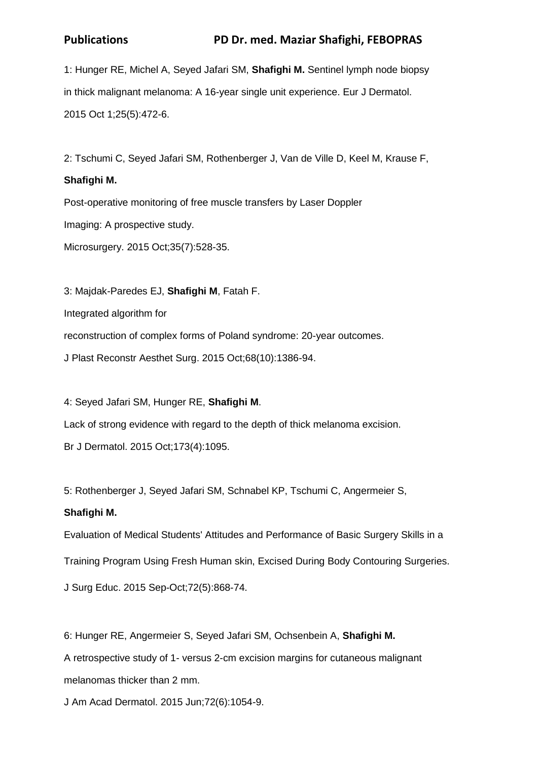# Publications PD Dr. med. Maziar Shafighi, FEBOPRAS

1: Hunger RE, Michel A, Seyed Jafari SM, **Shafighi M.** Sentinel lymph node biopsy in thick malignant melanoma: A 16-year single unit experience. Eur J Dermatol. 2015 Oct 1;25(5):472-6.

2: Tschumi C, Seyed Jafari SM, Rothenberger J, Van de Ville D, Keel M, Krause F, **Shafighi M.**
Post-operative monitoring of free muscle transfers by Laser Doppler Imaging: A prospective study.
Microsurgery. 2015 Oct;35(7):528-35.

3: Majdak-Paredes EJ, **Shafighi M**, Fatah F.
Integrated algorithm for reconstruction of complex forms of Poland syndrome: 20-year outcomes.
J Plast Reconstr Aesthet Surg. 2015 Oct;68(10):1386-94.

4: Seyed Jafari SM, Hunger RE, **Shafighi M**.
Lack of strong evidence with regard to the depth of thick melanoma excision.
Br J Dermatol. 2015 Oct;173(4):1095.

5: Rothenberger J, Seyed Jafari SM, Schnabel KP, Tschumi C, Angermeier S, **Shafighi M.**
Evaluation of Medical Students' Attitudes and Performance of Basic Surgery Skills in a Training Program Using Fresh Human skin, Excised During Body Contouring Surgeries.
J Surg Educ. 2015 Sep-Oct;72(5):868-74.

6: Hunger RE, Angermeier S, Seyed Jafari SM, Ochsenbein A, **Shafighi M.**
A retrospective study of 1- versus 2-cm excision margins for cutaneous malignant melanomas thicker than 2 mm.
J Am Acad Dermatol. 2015 Jun;72(6):1054-9.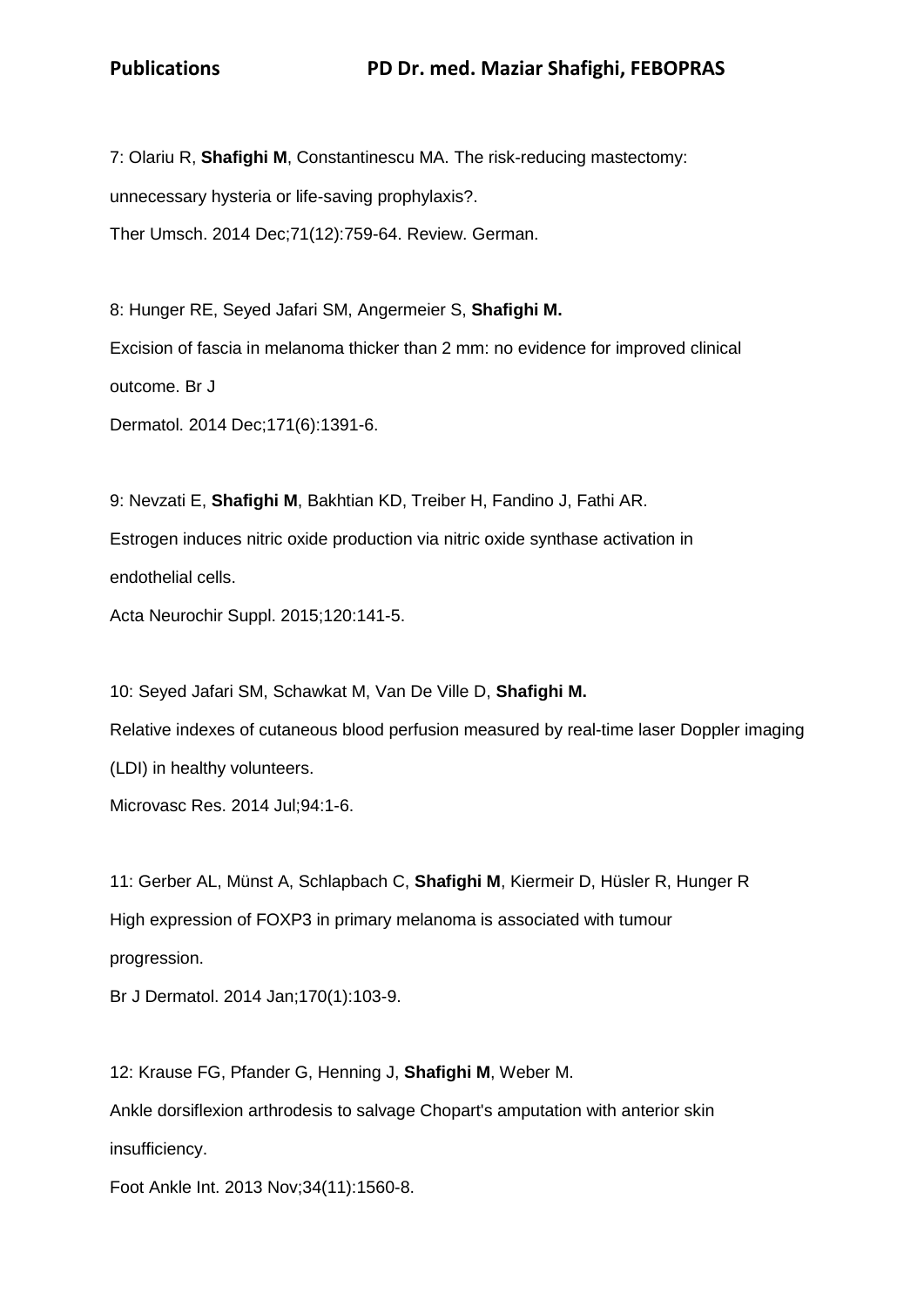7: Olariu R, **Shafighi M**, Constantinescu MA. The risk-reducing mastectomy:

unnecessary hysteria or life-saving prophylaxis?.

Ther Umsch. 2014 Dec;71(12):759-64. Review. German.

8: Hunger RE, Seyed Jafari SM, Angermeier S, **Shafighi M.**

Excision of fascia in melanoma thicker than 2 mm: no evidence for improved clinical

outcome. Br J

Dermatol. 2014 Dec;171(6):1391-6.

9: Nevzati E, **Shafighi M**, Bakhtian KD, Treiber H, Fandino J, Fathi AR.

Estrogen induces nitric oxide production via nitric oxide synthase activation in

endothelial cells.

Acta Neurochir Suppl. 2015;120:141-5.

10: Seyed Jafari SM, Schawkat M, Van De Ville D, **Shafighi M.**

Relative indexes of cutaneous blood perfusion measured by real-time laser Doppler imaging

(LDI) in healthy volunteers.

Microvasc Res. 2014 Jul;94:1-6.

11: Gerber AL, Münst A, Schlapbach C, **Shafighi M**, Kiermeir D, Hüsler R, Hunger R

High expression of FOXP3 in primary melanoma is associated with tumour

progression.

Br J Dermatol. 2014 Jan;170(1):103-9.

12: Krause FG, Pfander G, Henning J, **Shafighi M**, Weber M.

Ankle dorsiflexion arthrodesis to salvage Chopart's amputation with anterior skin

insufficiency.

Foot Ankle Int. 2013 Nov;34(11):1560-8.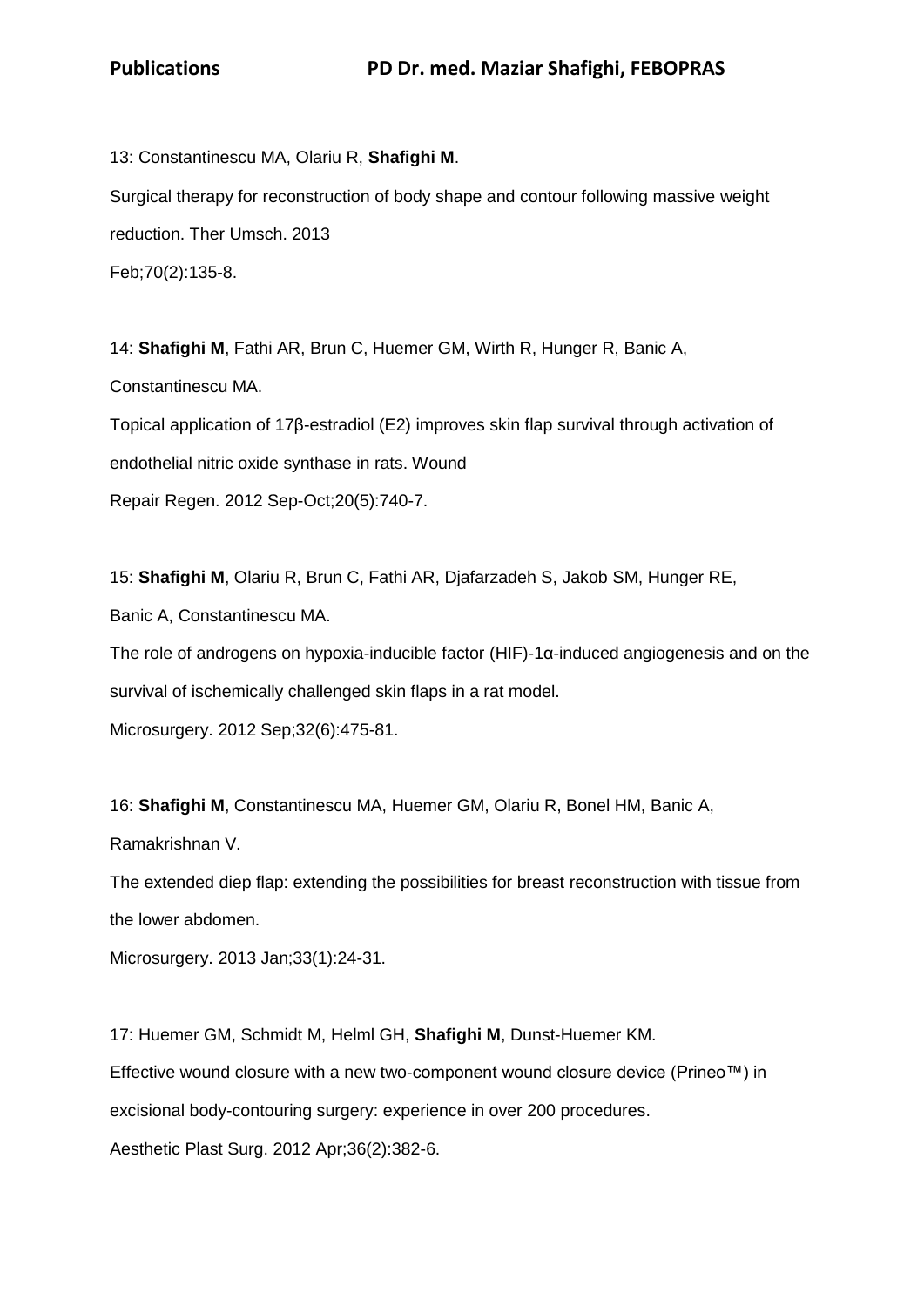13: Constantinescu MA, Olariu R, **Shafighi M**.

Surgical therapy for reconstruction of body shape and contour following massive weight reduction. Ther Umsch. 2013 Feb;70(2):135-8.

14: **Shafighi M**, Fathi AR, Brun C, Huemer GM, Wirth R, Hunger R, Banic A, Constantinescu MA.

Topical application of 17β-estradiol (E2) improves skin flap survival through activation of endothelial nitric oxide synthase in rats. Wound Repair Regen. 2012 Sep-Oct;20(5):740-7.

15: **Shafighi M**, Olariu R, Brun C, Fathi AR, Djafarzadeh S, Jakob SM, Hunger RE, Banic A, Constantinescu MA.

The role of androgens on hypoxia-inducible factor (HIF)-1α-induced angiogenesis and on the survival of ischemically challenged skin flaps in a rat model.

Microsurgery. 2012 Sep;32(6):475-81.

16: **Shafighi M**, Constantinescu MA, Huemer GM, Olariu R, Bonel HM, Banic A, Ramakrishnan V.

The extended diep flap: extending the possibilities for breast reconstruction with tissue from the lower abdomen.

Microsurgery. 2013 Jan;33(1):24-31.

17: Huemer GM, Schmidt M, Helml GH, **Shafighi M**, Dunst-Huemer KM.

Effective wound closure with a new two-component wound closure device (Prineo™) in excisional body-contouring surgery: experience in over 200 procedures.

Aesthetic Plast Surg. 2012 Apr;36(2):382-6.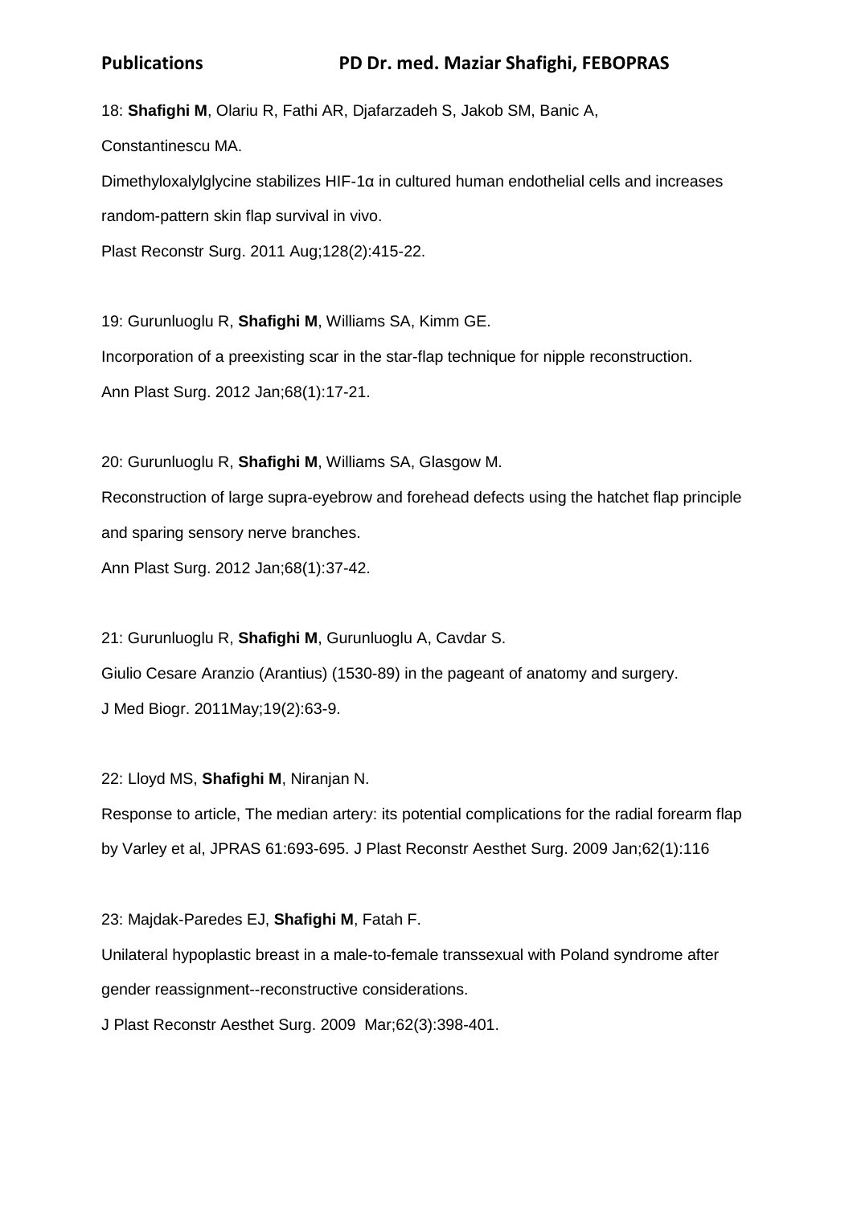18: **Shafighi M**, Olariu R, Fathi AR, Djafarzadeh S, Jakob SM, Banic A, Constantinescu MA.

Dimethyloxalylglycine stabilizes HIF-1α in cultured human endothelial cells and increases random-pattern skin flap survival in vivo.

Plast Reconstr Surg. 2011 Aug;128(2):415-22.

19: Gurunluoglu R, **Shafighi M**, Williams SA, Kimm GE.

Incorporation of a preexisting scar in the star-flap technique for nipple reconstruction.

Ann Plast Surg. 2012 Jan;68(1):17-21.

20: Gurunluoglu R, **Shafighi M**, Williams SA, Glasgow M.

Reconstruction of large supra-eyebrow and forehead defects using the hatchet flap principle and sparing sensory nerve branches.

Ann Plast Surg. 2012 Jan;68(1):37-42.

21: Gurunluoglu R, **Shafighi M**, Gurunluoglu A, Cavdar S.

Giulio Cesare Aranzio (Arantius) (1530-89) in the pageant of anatomy and surgery.

J Med Biogr. 2011May;19(2):63-9.

22: Lloyd MS, **Shafighi M**, Niranjan N.

Response to article, The median artery: its potential complications for the radial forearm flap by Varley et al, JPRAS 61:693-695. J Plast Reconstr Aesthet Surg. 2009 Jan;62(1):116

23: Majdak-Paredes EJ, **Shafighi M**, Fatah F.

Unilateral hypoplastic breast in a male-to-female transsexual with Poland syndrome after gender reassignment--reconstructive considerations.

J Plast Reconstr Aesthet Surg. 2009 Mar;62(3):398-401.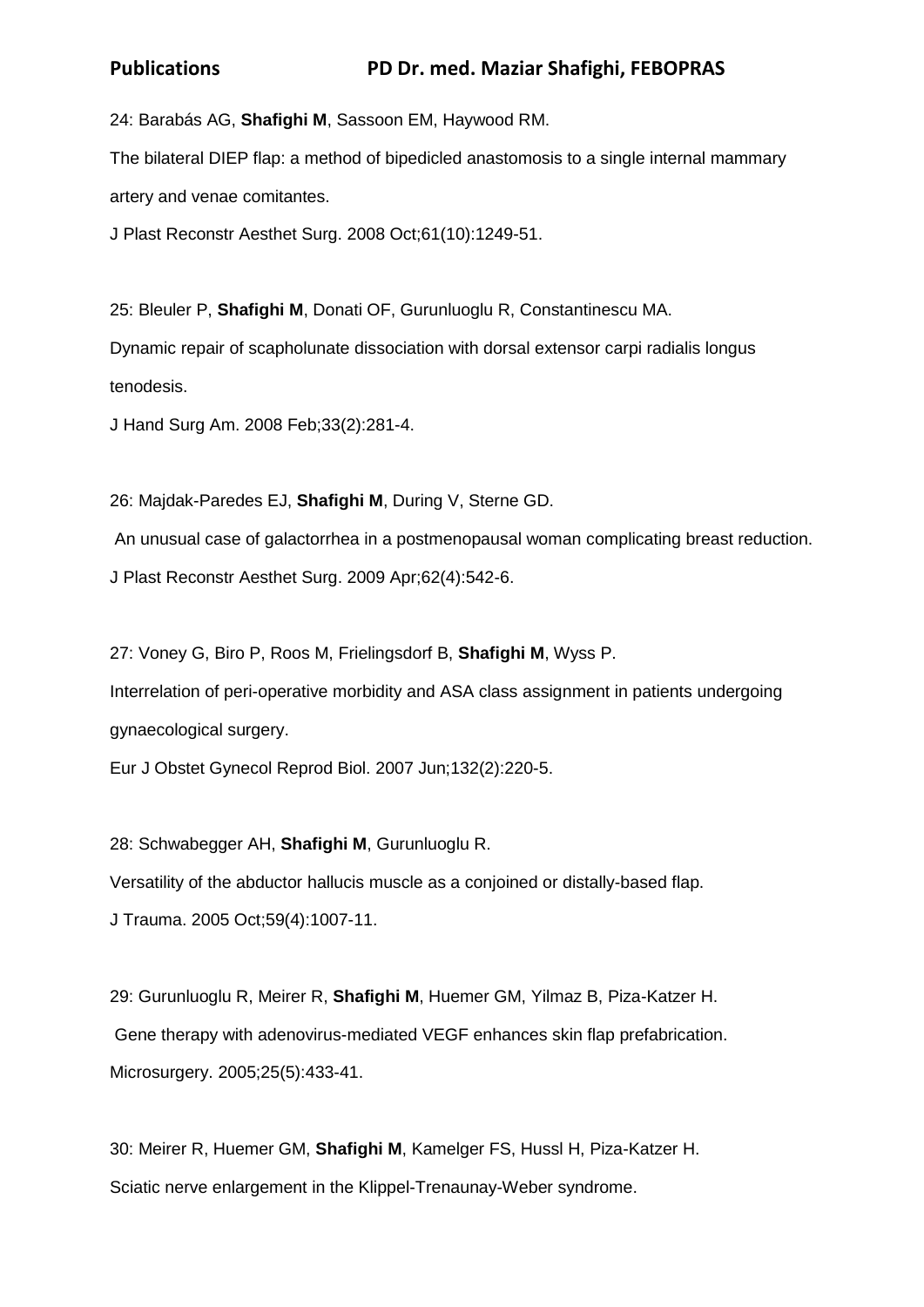24: Barabás AG, **Shafighi M**, Sassoon EM, Haywood RM.

The bilateral DIEP flap: a method of bipedicled anastomosis to a single internal mammary artery and venae comitantes.

J Plast Reconstr Aesthet Surg. 2008 Oct;61(10):1249-51.

25: Bleuler P, **Shafighi M**, Donati OF, Gurunluoglu R, Constantinescu MA.

Dynamic repair of scapholunate dissociation with dorsal extensor carpi radialis longus tenodesis.

J Hand Surg Am. 2008 Feb;33(2):281-4.

26: Majdak-Paredes EJ, **Shafighi M**, During V, Sterne GD.

An unusual case of galactorrhea in a postmenopausal woman complicating breast reduction.

J Plast Reconstr Aesthet Surg. 2009 Apr;62(4):542-6.

27: Voney G, Biro P, Roos M, Frielingsdorf B, **Shafighi M**, Wyss P.

Interrelation of peri-operative morbidity and ASA class assignment in patients undergoing gynaecological surgery.

Eur J Obstet Gynecol Reprod Biol. 2007 Jun;132(2):220-5.

28: Schwabegger AH, **Shafighi M**, Gurunluoglu R.

Versatility of the abductor hallucis muscle as a conjoined or distally-based flap.

J Trauma. 2005 Oct;59(4):1007-11.

29: Gurunluoglu R, Meirer R, **Shafighi M**, Huemer GM, Yilmaz B, Piza-Katzer H.

Gene therapy with adenovirus-mediated VEGF enhances skin flap prefabrication.

Microsurgery. 2005;25(5):433-41.

30: Meirer R, Huemer GM, **Shafighi M**, Kamelger FS, Hussl H, Piza-Katzer H.

Sciatic nerve enlargement in the Klippel-Trenaunay-Weber syndrome.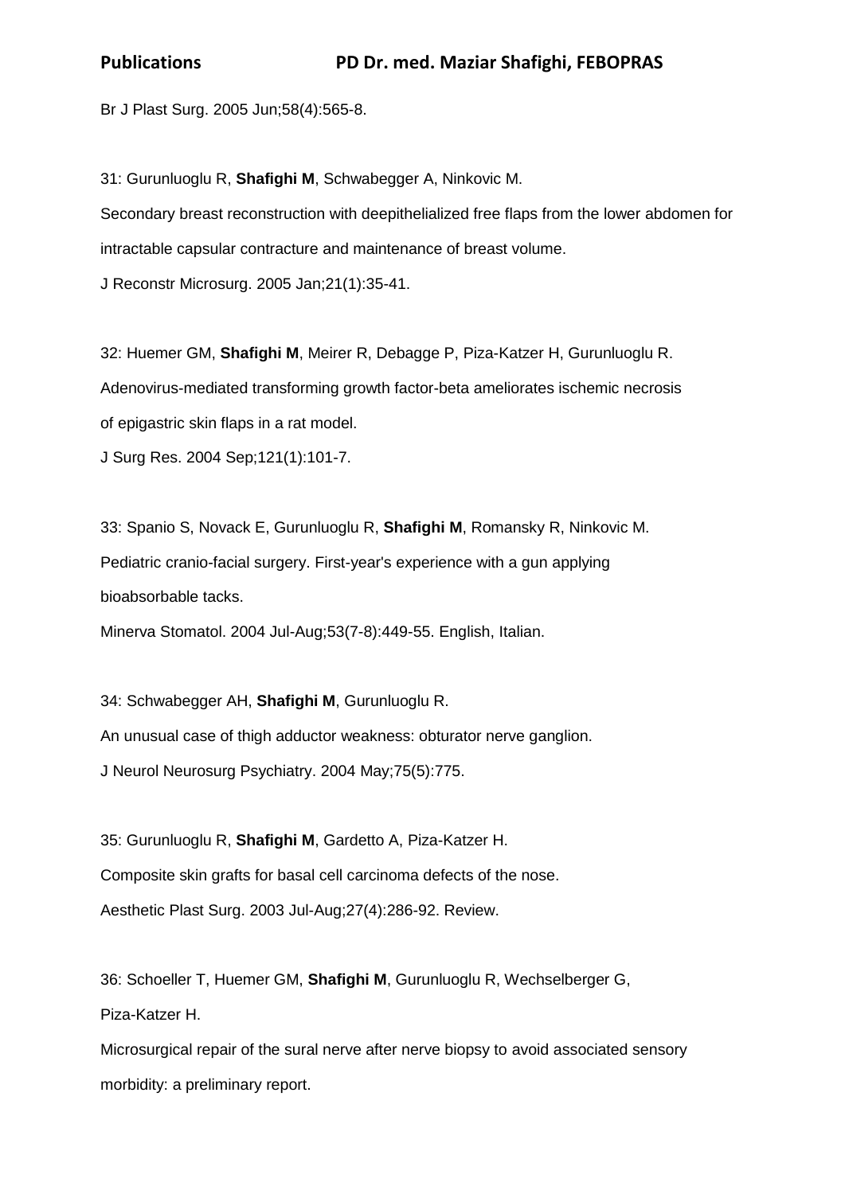Br J Plast Surg. 2005 Jun;58(4):565-8.

31: Gurunluoglu R, **Shafighi M**, Schwabegger A, Ninkovic M.
Secondary breast reconstruction with deepithelialized free flaps from the lower abdomen for intractable capsular contracture and maintenance of breast volume.
J Reconstr Microsurg. 2005 Jan;21(1):35-41.

32: Huemer GM, **Shafighi M**, Meirer R, Debagge P, Piza-Katzer H, Gurunluoglu R.
Adenovirus-mediated transforming growth factor-beta ameliorates ischemic necrosis of epigastric skin flaps in a rat model.
J Surg Res. 2004 Sep;121(1):101-7.

33: Spanio S, Novack E, Gurunluoglu R, **Shafighi M**, Romansky R, Ninkovic M.
Pediatric cranio-facial surgery. First-year's experience with a gun applying bioabsorbable tacks.
Minerva Stomatol. 2004 Jul-Aug;53(7-8):449-55. English, Italian.

34: Schwabegger AH, **Shafighi M**, Gurunluoglu R.
An unusual case of thigh adductor weakness: obturator nerve ganglion.
J Neurol Neurosurg Psychiatry. 2004 May;75(5):775.

35: Gurunluoglu R, **Shafighi M**, Gardetto A, Piza-Katzer H.
Composite skin grafts for basal cell carcinoma defects of the nose.
Aesthetic Plast Surg. 2003 Jul-Aug;27(4):286-92. Review.

36: Schoeller T, Huemer GM, **Shafighi M**, Gurunluoglu R, Wechselberger G, Piza-Katzer H.
Microsurgical repair of the sural nerve after nerve biopsy to avoid associated sensory morbidity: a preliminary report.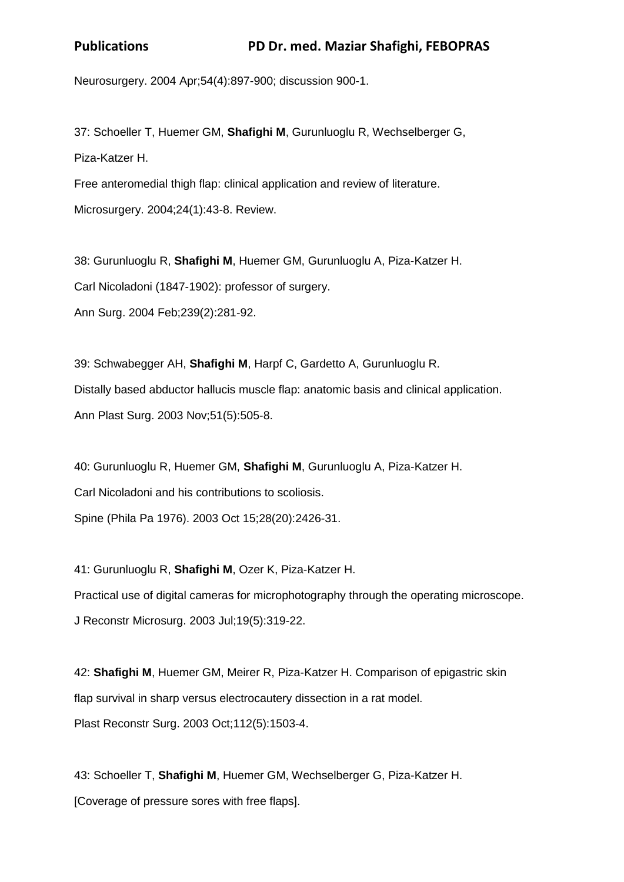Neurosurgery. 2004 Apr;54(4):897-900; discussion 900-1.

37: Schoeller T, Huemer GM, **Shafighi M**, Gurunluoglu R, Wechselberger G, Piza-Katzer H.
Free anteromedial thigh flap: clinical application and review of literature.
Microsurgery. 2004;24(1):43-8. Review.

38: Gurunluoglu R, **Shafighi M**, Huemer GM, Gurunluoglu A, Piza-Katzer H.
Carl Nicoladoni (1847-1902): professor of surgery.
Ann Surg. 2004 Feb;239(2):281-92.

39: Schwabegger AH, **Shafighi M**, Harpf C, Gardetto A, Gurunluoglu R.
Distally based abductor hallucis muscle flap: anatomic basis and clinical application.
Ann Plast Surg. 2003 Nov;51(5):505-8.

40: Gurunluoglu R, Huemer GM, **Shafighi M**, Gurunluoglu A, Piza-Katzer H.
Carl Nicoladoni and his contributions to scoliosis.
Spine (Phila Pa 1976). 2003 Oct 15;28(20):2426-31.

41: Gurunluoglu R, **Shafighi M**, Ozer K, Piza-Katzer H.
Practical use of digital cameras for microphotography through the operating microscope.
J Reconstr Microsurg. 2003 Jul;19(5):319-22.

42: **Shafighi M**, Huemer GM, Meirer R, Piza-Katzer H. Comparison of epigastric skin flap survival in sharp versus electrocautery dissection in a rat model.
Plast Reconstr Surg. 2003 Oct;112(5):1503-4.

43: Schoeller T, **Shafighi M**, Huemer GM, Wechselberger G, Piza-Katzer H.
[Coverage of pressure sores with free flaps].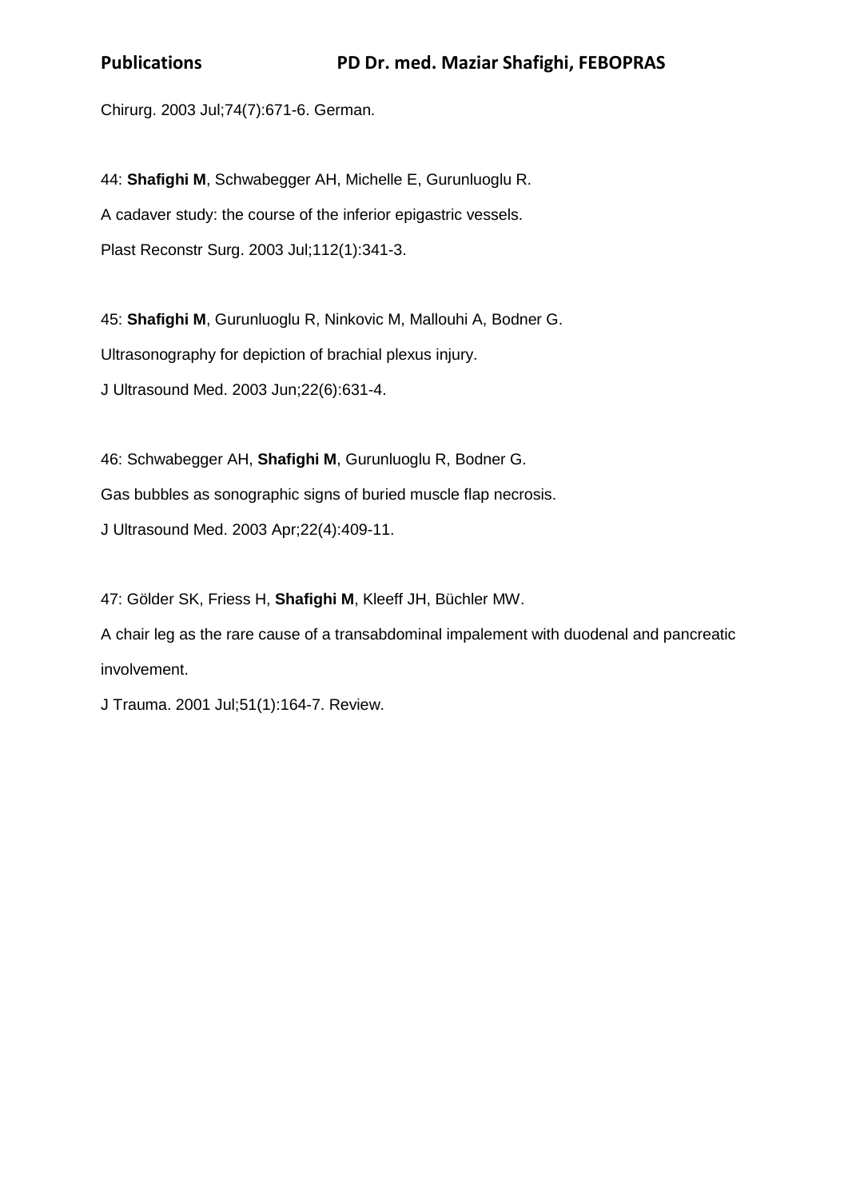Chirurg. 2003 Jul;74(7):671-6. German.

44: **Shafighi M**, Schwabegger AH, Michelle E, Gurunluoglu R.

A cadaver study: the course of the inferior epigastric vessels.

Plast Reconstr Surg. 2003 Jul;112(1):341-3.

45: **Shafighi M**, Gurunluoglu R, Ninkovic M, Mallouhi A, Bodner G.

Ultrasonography for depiction of brachial plexus injury.

J Ultrasound Med. 2003 Jun;22(6):631-4.

46: Schwabegger AH, **Shafighi M**, Gurunluoglu R, Bodner G.

Gas bubbles as sonographic signs of buried muscle flap necrosis.

J Ultrasound Med. 2003 Apr;22(4):409-11.

47: Gölder SK, Friess H, **Shafighi M**, Kleeff JH, Büchler MW.

A chair leg as the rare cause of a transabdominal impalement with duodenal and pancreatic involvement.

J Trauma. 2001 Jul;51(1):164-7. Review.